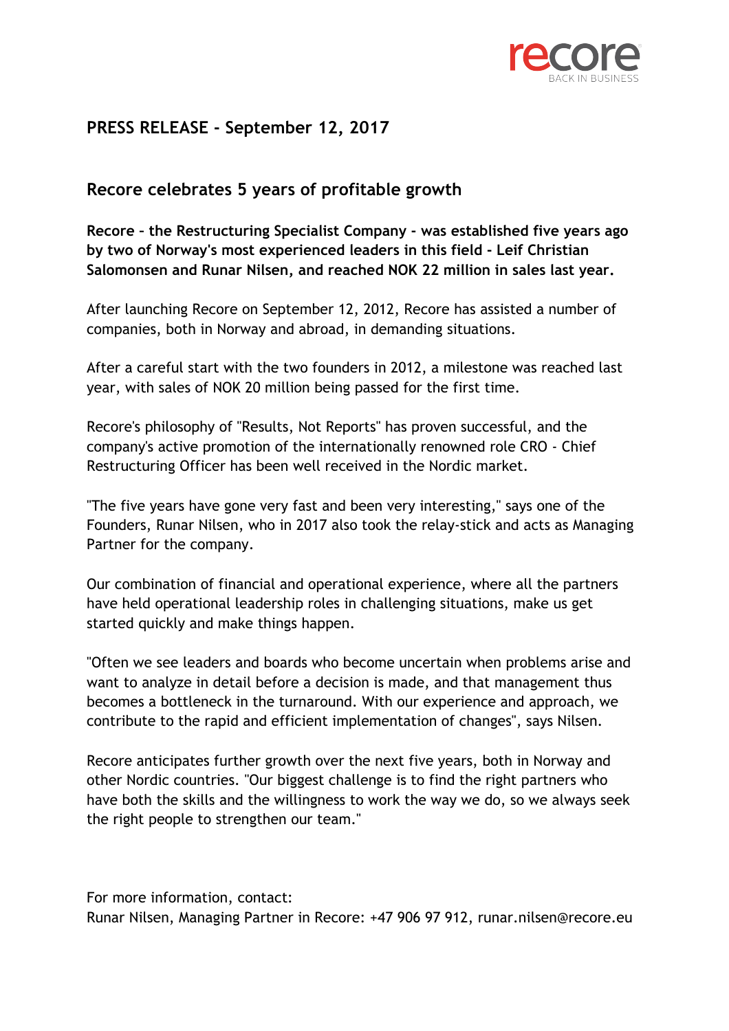recore
BACK IN BUSINESS

## PRESS RELEASE - September 12, 2017

## Recore celebrates 5 years of profitable growth

**Recore – the Restructuring Specialist Company - was established five years ago by two of Norway's most experienced leaders in this field - Leif Christian Salomonsen and Runar Nilsen, and reached NOK 22 million in sales last year.**

After launching Recore on September 12, 2012, Recore has assisted a number of companies, both in Norway and abroad, in demanding situations.

After a careful start with the two founders in 2012, a milestone was reached last year, with sales of NOK 20 million being passed for the first time.

Recore's philosophy of "Results, Not Reports" has proven successful, and the company's active promotion of the internationally renowned role CRO - Chief Restructuring Officer has been well received in the Nordic market.

"The five years have gone very fast and been very interesting," says one of the Founders, Runar Nilsen, who in 2017 also took the relay-stick and acts as Managing Partner for the company.

Our combination of financial and operational experience, where all the partners have held operational leadership roles in challenging situations, make us get started quickly and make things happen.

"Often we see leaders and boards who become uncertain when problems arise and want to analyze in detail before a decision is made, and that management thus becomes a bottleneck in the turnaround. With our experience and approach, we contribute to the rapid and efficient implementation of changes", says Nilsen.

Recore anticipates further growth over the next five years, both in Norway and other Nordic countries. "Our biggest challenge is to find the right partners who have both the skills and the willingness to work the way we do, so we always seek the right people to strengthen our team."

For more information, contact:
Runar Nilsen, Managing Partner in Recore: +47 906 97 912, runar.nilsen@recore.eu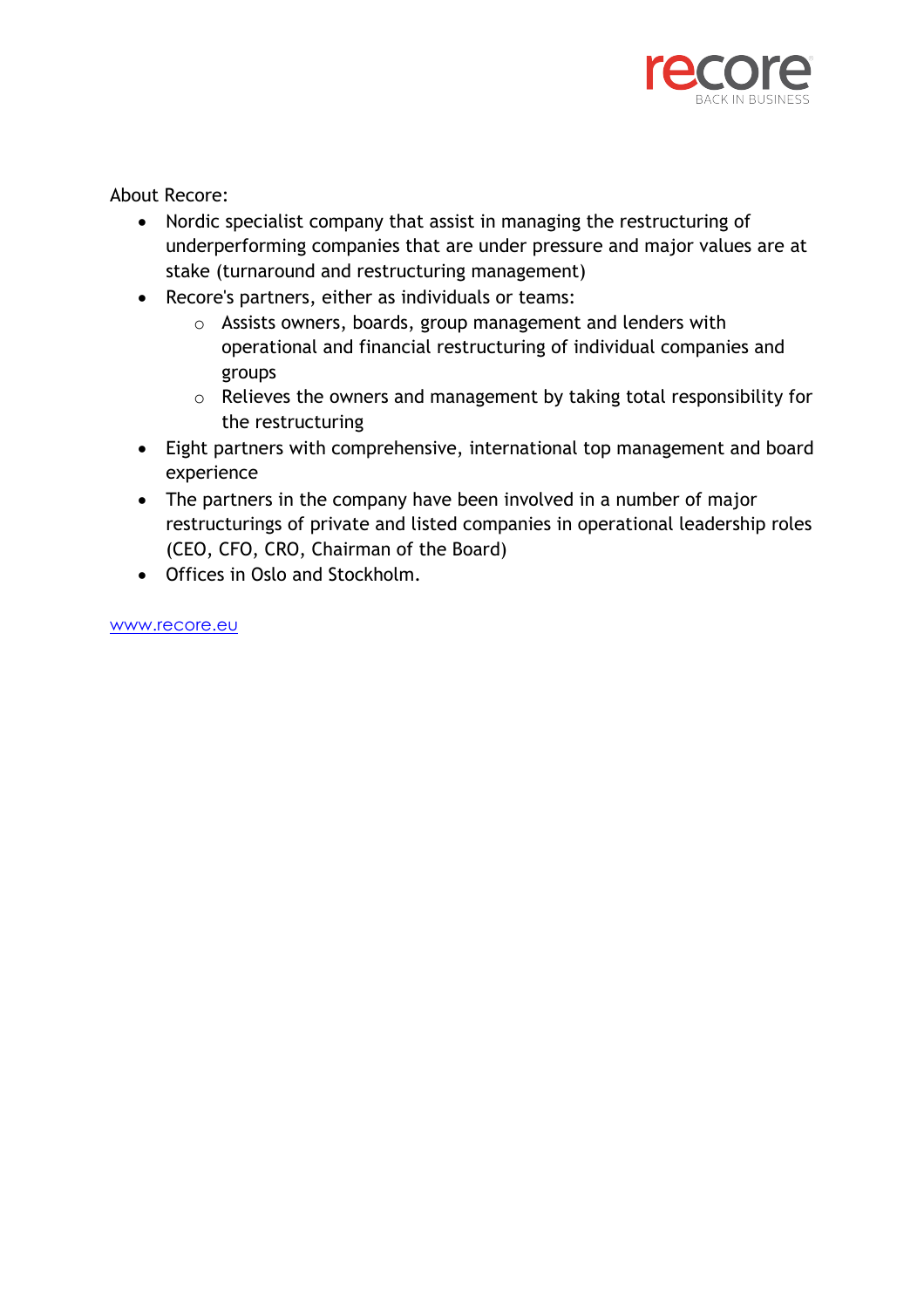About Recore:

- Nordic specialist company that assist in managing the restructuring of underperforming companies that are under pressure and major values are at stake (turnaround and restructuring management)
- Recore's partners, either as individuals or teams:
  - Assists owners, boards, group management and lenders with operational and financial restructuring of individual companies and groups
  - Relieves the owners and management by taking total responsibility for the restructuring
- Eight partners with comprehensive, international top management and board experience
- The partners in the company have been involved in a number of major restructurings of private and listed companies in operational leadership roles (CEO, CFO, CRO, Chairman of the Board)
- Offices in Oslo and Stockholm.

www.recore.eu